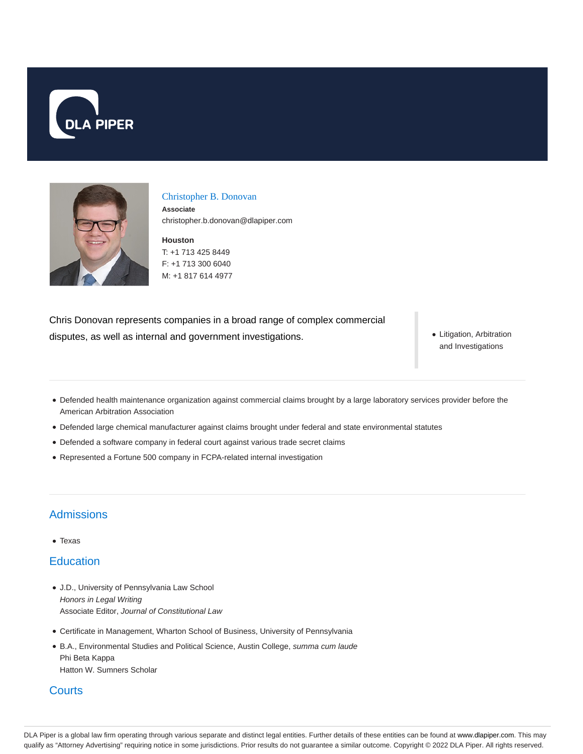DLA PIPER

## Christopher B. Donovan

**Associate**
christopher.b.donovan@dlapiper.com

**Houston**
T: +1 713 425 8449
F: +1 713 300 6040
M: +1 817 614 4977

Chris Donovan represents companies in a broad range of complex commercial disputes, as well as internal and government investigations.

- Litigation, Arbitration and Investigations

---

- Defended health maintenance organization against commercial claims brought by a large laboratory services provider before the American Arbitration Association
- Defended large chemical manufacturer against claims brought under federal and state environmental statutes
- Defended a software company in federal court against various trade secret claims
- Represented a Fortune 500 company in FCPA-related internal investigation

---

## Admissions

- Texas

## Education

- J.D., University of Pennsylvania Law School
  *Honors in Legal Writing*
  Associate Editor, *Journal of Constitutional Law*
- Certificate in Management, Wharton School of Business, University of Pennsylvania
- B.A., Environmental Studies and Political Science, Austin College, *summa cum laude*
  Phi Beta Kappa
  Hatton W. Sumners Scholar

## Courts

DLA Piper is a global law firm operating through various separate and distinct legal entities. Further details of these entities can be found at www.dlapiper.com. This may qualify as "Attorney Advertising" requiring notice in some jurisdictions. Prior results do not guarantee a similar outcome. Copyright © 2022 DLA Piper. All rights reserved.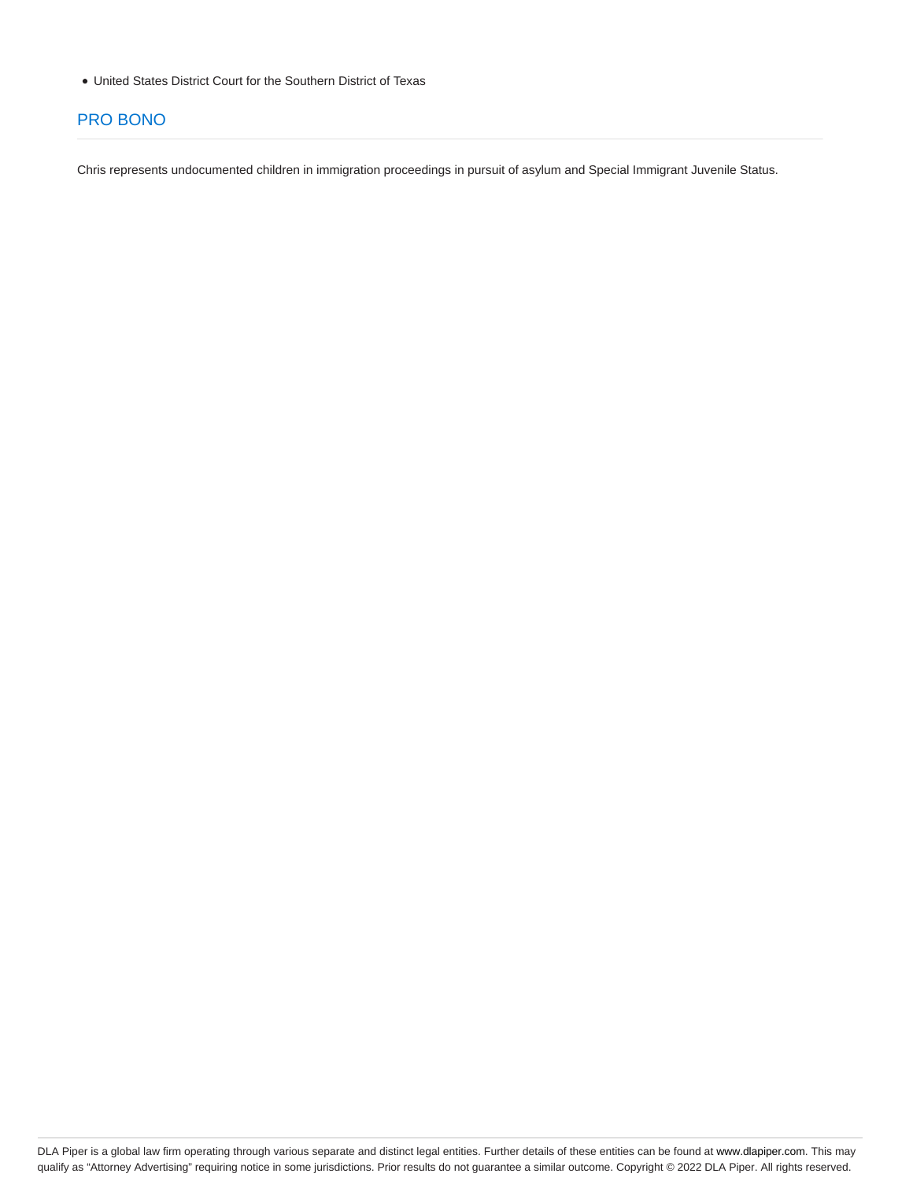- United States District Court for the Southern District of Texas

## PRO BONO

Chris represents undocumented children in immigration proceedings in pursuit of asylum and Special Immigrant Juvenile Status.

DLA Piper is a global law firm operating through various separate and distinct legal entities. Further details of these entities can be found at www.dlapiper.com. This may qualify as "Attorney Advertising" requiring notice in some jurisdictions. Prior results do not guarantee a similar outcome. Copyright © 2022 DLA Piper. All rights reserved.